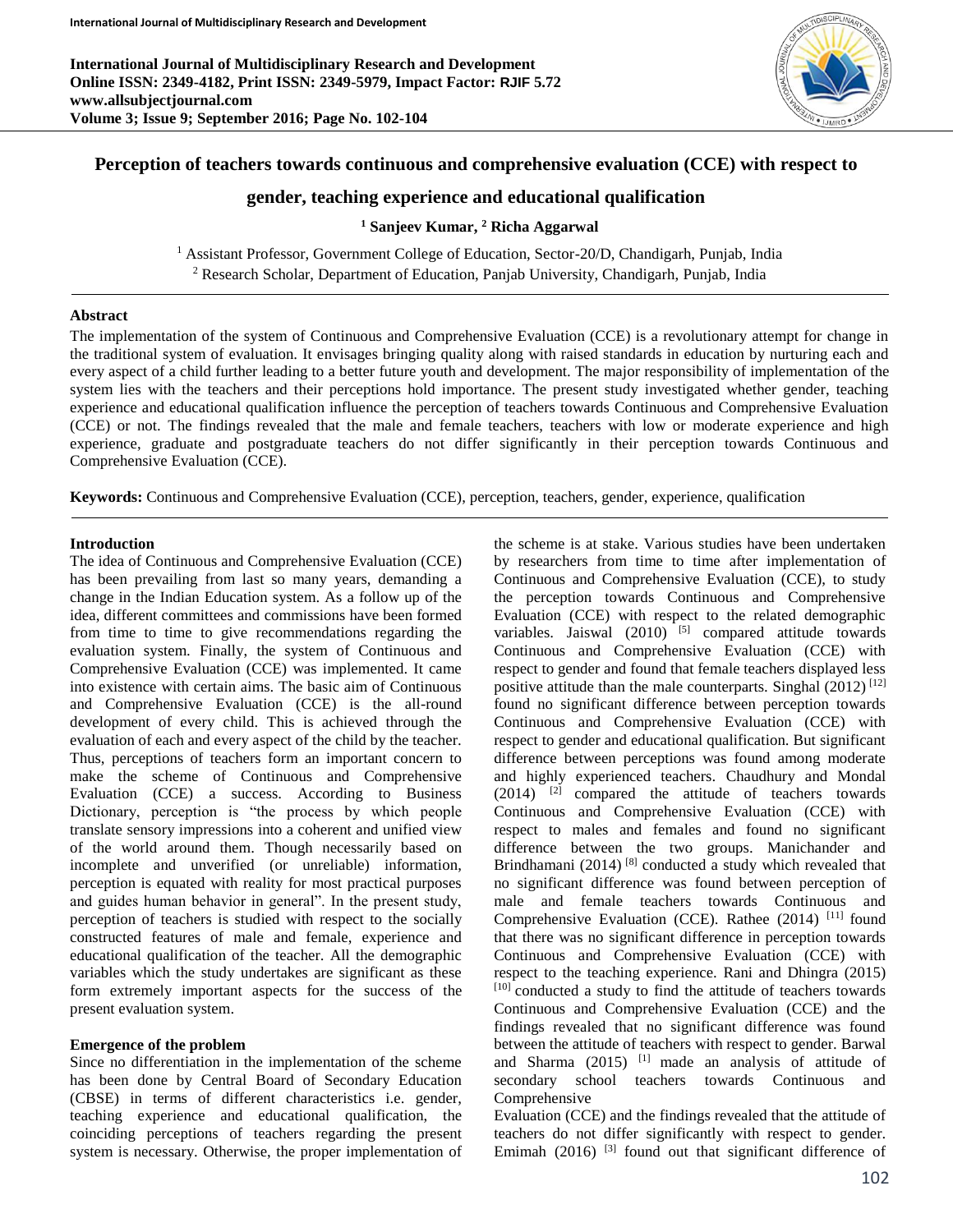# Perception of teachers towards continuous and comprehensive evaluation (CCE) with respect to gender, teaching experience and educational qualification

**[1] Sanjeev Kumar, [2] Richa Aggarwal**

[1] Assistant Professor, Government College of Education, Sector-20/D, Chandigarh, Punjab, India
[2] Research Scholar, Department of Education, Panjab University, Chandigarh, Punjab, India

## Abstract

The implementation of the system of Continuous and Comprehensive Evaluation (CCE) is a revolutionary attempt for change in the traditional system of evaluation. It envisages bringing quality along with raised standards in education by nurturing each and every aspect of a child further leading to a better future youth and development. The major responsibility of implementation of the system lies with the teachers and their perceptions hold importance. The present study investigated whether gender, teaching experience and educational qualification influence the perception of teachers towards Continuous and Comprehensive Evaluation (CCE) or not. The findings revealed that the male and female teachers, teachers with low or moderate experience and high experience, graduate and postgraduate teachers do not differ significantly in their perception towards Continuous and Comprehensive Evaluation (CCE).

**Keywords:** Continuous and Comprehensive Evaluation (CCE), perception, teachers, gender, experience, qualification

## Introduction

The idea of Continuous and Comprehensive Evaluation (CCE) has been prevailing from last so many years, demanding a change in the Indian Education system. As a follow up of the idea, different committees and commissions have been formed from time to time to give recommendations regarding the evaluation system. Finally, the system of Continuous and Comprehensive Evaluation (CCE) was implemented. It came into existence with certain aims. The basic aim of Continuous and Comprehensive Evaluation (CCE) is the all-round development of every child. This is achieved through the evaluation of each and every aspect of the child by the teacher. Thus, perceptions of teachers form an important concern to make the scheme of Continuous and Comprehensive Evaluation (CCE) a success. According to Business Dictionary, perception is "the process by which people translate sensory impressions into a coherent and unified view of the world around them. Though necessarily based on incomplete and unverified (or unreliable) information, perception is equated with reality for most practical purposes and guides human behavior in general". In the present study, perception of teachers is studied with respect to the socially constructed features of male and female, experience and educational qualification of the teacher. All the demographic variables which the study undertakes are significant as these form extremely important aspects for the success of the present evaluation system.

### Emergence of the problem

Since no differentiation in the implementation of the scheme has been done by Central Board of Secondary Education (CBSE) in terms of different characteristics i.e. gender, teaching experience and educational qualification, the coinciding perceptions of teachers regarding the present system is necessary. Otherwise, the proper implementation of the scheme is at stake. Various studies have been undertaken by researchers from time to time after implementation of Continuous and Comprehensive Evaluation (CCE), to study the perception towards Continuous and Comprehensive Evaluation (CCE) with respect to the related demographic variables. Jaiswal (2010) [5] compared attitude towards Continuous and Comprehensive Evaluation (CCE) with respect to gender and found that female teachers displayed less positive attitude than the male counterparts. Singhal (2012) [12] found no significant difference between perception towards Continuous and Comprehensive Evaluation (CCE) with respect to gender and educational qualification. But significant difference between perceptions was found among moderate and highly experienced teachers. Chaudhury and Mondal (2014) [2] compared the attitude of teachers towards Continuous and Comprehensive Evaluation (CCE) with respect to males and females and found no significant difference between the two groups. Manichander and Brindhamani (2014) [8] conducted a study which revealed that no significant difference was found between perception of male and female teachers towards Continuous and Comprehensive Evaluation (CCE). Rathee (2014) [11] found that there was no significant difference in perception towards Continuous and Comprehensive Evaluation (CCE) with respect to the teaching experience. Rani and Dhingra (2015) [10] conducted a study to find the attitude of teachers towards Continuous and Comprehensive Evaluation (CCE) and the findings revealed that no significant difference was found between the attitude of teachers with respect to gender. Barwal and Sharma (2015) [1] made an analysis of attitude of secondary school teachers towards Continuous and Comprehensive Evaluation (CCE) and the findings revealed that the attitude of teachers do not differ significantly with respect to gender. Emimah (2016) [3] found out that significant difference of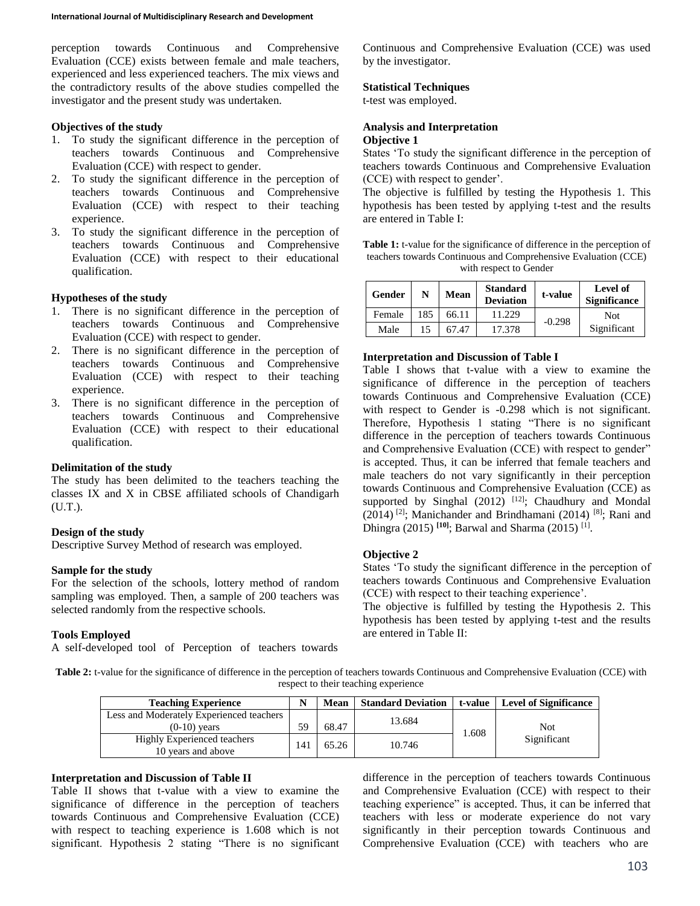perception towards Continuous and Comprehensive Evaluation (CCE) exists between female and male teachers, experienced and less experienced teachers. The mix views and the contradictory results of the above studies compelled the investigator and the present study was undertaken.

### Objectives of the study

1. To study the significant difference in the perception of teachers towards Continuous and Comprehensive Evaluation (CCE) with respect to gender.
2. To study the significant difference in the perception of teachers towards Continuous and Comprehensive Evaluation (CCE) with respect to their teaching experience.
3. To study the significant difference in the perception of teachers towards Continuous and Comprehensive Evaluation (CCE) with respect to their educational qualification.

### Hypotheses of the study

1. There is no significant difference in the perception of teachers towards Continuous and Comprehensive Evaluation (CCE) with respect to gender.
2. There is no significant difference in the perception of teachers towards Continuous and Comprehensive Evaluation (CCE) with respect to their teaching experience.
3. There is no significant difference in the perception of teachers towards Continuous and Comprehensive Evaluation (CCE) with respect to their educational qualification.

### Delimitation of the study

The study has been delimited to the teachers teaching the classes IX and X in CBSE affiliated schools of Chandigarh (U.T.).

### Design of the study

Descriptive Survey Method of research was employed.

### Sample for the study

For the selection of the schools, lottery method of random sampling was employed. Then, a sample of 200 teachers was selected randomly from the respective schools.

### Tools Employed

A self-developed tool of Perception of teachers towards Continuous and Comprehensive Evaluation (CCE) was used by the investigator.

### Statistical Techniques

t-test was employed.

### Analysis and Interpretation

**Objective 1**

States 'To study the significant difference in the perception of teachers towards Continuous and Comprehensive Evaluation (CCE) with respect to gender'.

The objective is fulfilled by testing the Hypothesis 1. This hypothesis has been tested by applying t-test and the results are entered in Table I:

**Table 1:** t-value for the significance of difference in the perception of teachers towards Continuous and Comprehensive Evaluation (CCE) with respect to Gender

| Gender | N | Mean | Standard Deviation | t-value | Level of Significance |
|---|---|---|---|---|---|
| Female | 185 | 66.11 | 11.229 | -0.298 | Not Significant |
| Male | 15 | 67.47 | 17.378 | | |

### Interpretation and Discussion of Table I

Table I shows that t-value with a view to examine the significance of difference in the perception of teachers towards Continuous and Comprehensive Evaluation (CCE) with respect to Gender is -0.298 which is not significant. Therefore, Hypothesis 1 stating "There is no significant difference in the perception of teachers towards Continuous and Comprehensive Evaluation (CCE) with respect to gender" is accepted. Thus, it can be inferred that female teachers and male teachers do not vary significantly in their perception towards Continuous and Comprehensive Evaluation (CCE) as supported by Singhal (2012) [12]; Chaudhury and Mondal (2014) [2]; Manichander and Brindhamani (2014) [8]; Rani and Dhingra (2015) [10]; Barwal and Sharma (2015) [1].

**Objective 2**

States 'To study the significant difference in the perception of teachers towards Continuous and Comprehensive Evaluation (CCE) with respect to their teaching experience'.

The objective is fulfilled by testing the Hypothesis 2. This hypothesis has been tested by applying t-test and the results are entered in Table II:

**Table 2:** t-value for the significance of difference in the perception of teachers towards Continuous and Comprehensive Evaluation (CCE) with respect to their teaching experience

| Teaching Experience | N | Mean | Standard Deviation | t-value | Level of Significance |
|---|---|---|---|---|---|
| Less and Moderately Experienced teachers (0-10) years | 59 | 68.47 | 13.684 | 1.608 | Not Significant |
| Highly Experienced teachers 10 years and above | 141 | 65.26 | 10.746 | | |

### Interpretation and Discussion of Table II

Table II shows that t-value with a view to examine the significance of difference in the perception of teachers towards Continuous and Comprehensive Evaluation (CCE) with respect to teaching experience is 1.608 which is not significant. Hypothesis 2 stating "There is no significant difference in the perception of teachers towards Continuous and Comprehensive Evaluation (CCE) with respect to their teaching experience" is accepted. Thus, it can be inferred that teachers with less or moderate experience do not vary significantly in their perception towards Continuous and Comprehensive Evaluation (CCE) with teachers who are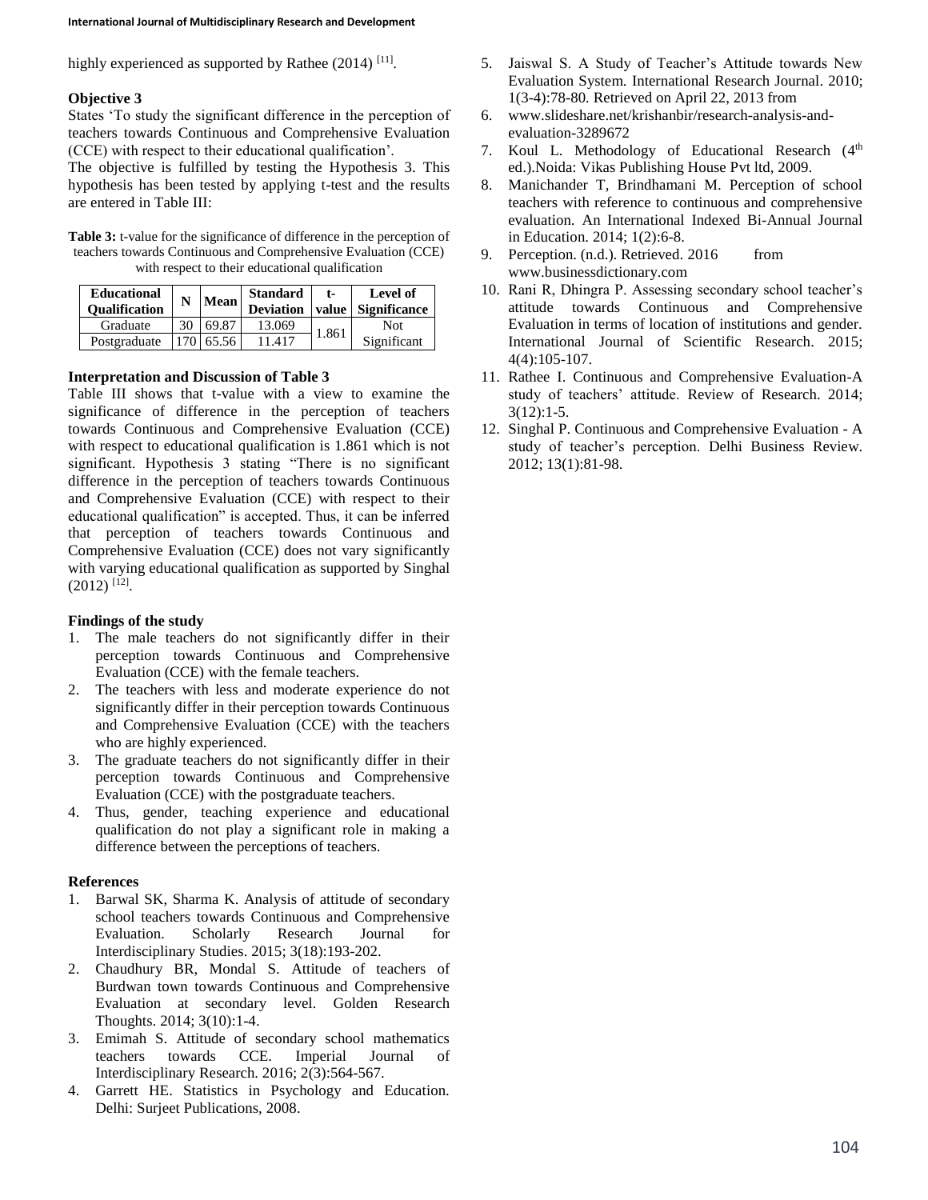highly experienced as supported by Rathee (2014) [11].

**Objective 3**

States 'To study the significant difference in the perception of teachers towards Continuous and Comprehensive Evaluation (CCE) with respect to their educational qualification'.

The objective is fulfilled by testing the Hypothesis 3. This hypothesis has been tested by applying t-test and the results are entered in Table III:

**Table 3:** t-value for the significance of difference in the perception of teachers towards Continuous and Comprehensive Evaluation (CCE) with respect to their educational qualification

| Educational Qualification | N | Mean | Standard Deviation | t-value | Level of Significance |
|---|---|---|---|---|---|
| Graduate | 30 | 69.87 | 13.069 | 1.861 | Not Significant |
| Postgraduate | 170 | 65.56 | 11.417 | | |

**Interpretation and Discussion of Table 3**

Table III shows that t-value with a view to examine the significance of difference in the perception of teachers towards Continuous and Comprehensive Evaluation (CCE) with respect to educational qualification is 1.861 which is not significant. Hypothesis 3 stating "There is no significant difference in the perception of teachers towards Continuous and Comprehensive Evaluation (CCE) with respect to their educational qualification" is accepted. Thus, it can be inferred that perception of teachers towards Continuous and Comprehensive Evaluation (CCE) does not vary significantly with varying educational qualification as supported by Singhal (2012) [12].

**Findings of the study**

1. The male teachers do not significantly differ in their perception towards Continuous and Comprehensive Evaluation (CCE) with the female teachers.
2. The teachers with less and moderate experience do not significantly differ in their perception towards Continuous and Comprehensive Evaluation (CCE) with the teachers who are highly experienced.
3. The graduate teachers do not significantly differ in their perception towards Continuous and Comprehensive Evaluation (CCE) with the postgraduate teachers.
4. Thus, gender, teaching experience and educational qualification do not play a significant role in making a difference between the perceptions of teachers.

**References**

1. Barwal SK, Sharma K. Analysis of attitude of secondary school teachers towards Continuous and Comprehensive Evaluation. Scholarly Research Journal for Interdisciplinary Studies. 2015; 3(18):193-202.
2. Chaudhury BR, Mondal S. Attitude of teachers of Burdwan town towards Continuous and Comprehensive Evaluation at secondary level. Golden Research Thoughts. 2014; 3(10):1-4.
3. Emimah S. Attitude of secondary school mathematics teachers towards CCE. Imperial Journal of Interdisciplinary Research. 2016; 2(3):564-567.
4. Garrett HE. Statistics in Psychology and Education. Delhi: Surjeet Publications, 2008.
5. Jaiswal S. A Study of Teacher's Attitude towards New Evaluation System. International Research Journal. 2010; 1(3-4):78-80. Retrieved on April 22, 2013 from
6. www.slideshare.net/krishanbir/research-analysis-and-evaluation-3289672
7. Koul L. Methodology of Educational Research (4th ed.).Noida: Vikas Publishing House Pvt ltd, 2009.
8. Manichander T, Brindhamani M. Perception of school teachers with reference to continuous and comprehensive evaluation. An International Indexed Bi-Annual Journal in Education. 2014; 1(2):6-8.
9. Perception. (n.d.). Retrieved. 2016 from www.businessdictionary.com
10. Rani R, Dhingra P. Assessing secondary school teacher's attitude towards Continuous and Comprehensive Evaluation in terms of location of institutions and gender. International Journal of Scientific Research. 2015; 4(4):105-107.
11. Rathee I. Continuous and Comprehensive Evaluation-A study of teachers' attitude. Review of Research. 2014; 3(12):1-5.
12. Singhal P. Continuous and Comprehensive Evaluation - A study of teacher's perception. Delhi Business Review. 2012; 13(1):81-98.